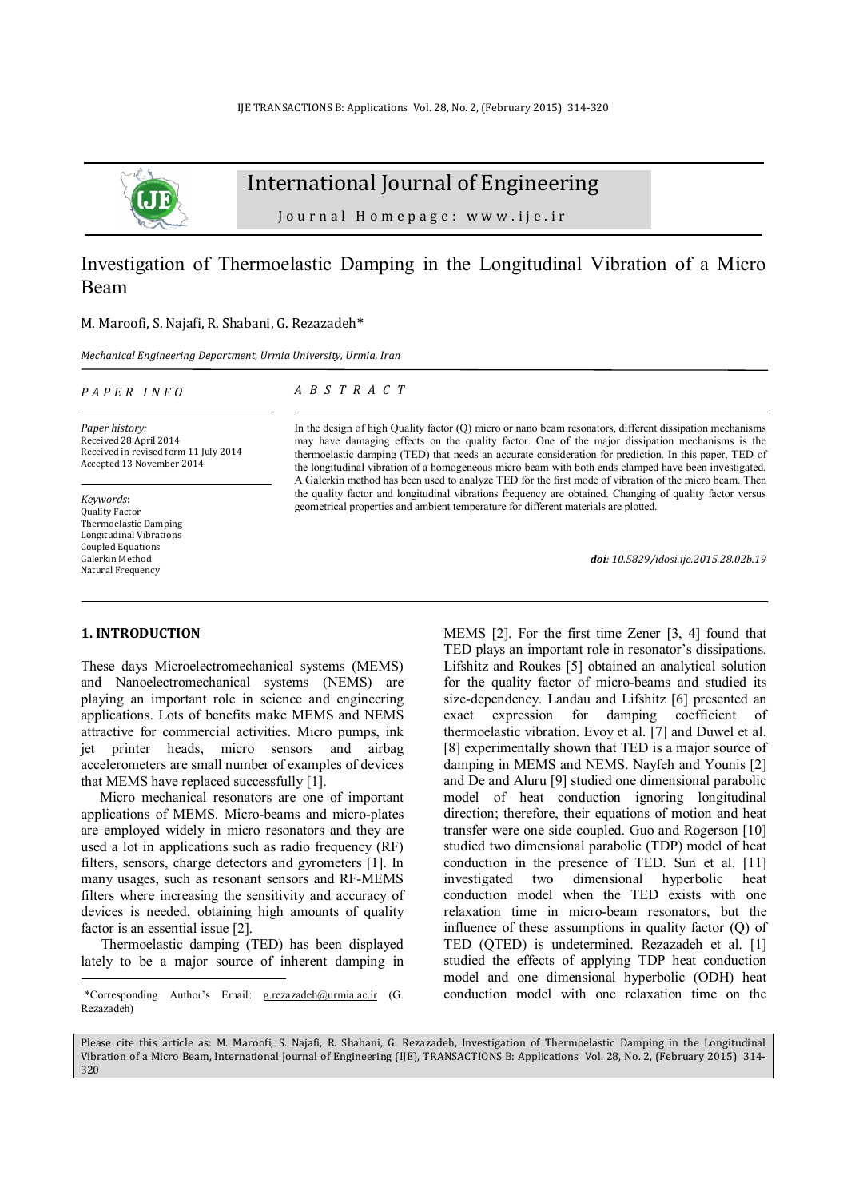# International Journal of Engineering

Journal Homepage: www.ije.ir

## Investigation of Thermoelastic Damping in the Longitudinal Vibration of a Micro Beam

M. Maroofi, S. Najafi, R. Shabani, G. Rezazadeh*

*Mechanical Engineering Department, Urmia University, Urmia, Iran*

*PAPER INFO*

*Paper history:*
Received 28 April 2014
Received in revised form 11 July 2014
Accepted 13 November 2014

*Keywords*:
Quality Factor
Thermoelastic Damping
Longitudinal Vibrations
Coupled Equations
Galerkin Method
Natural Frequency

*ABSTRACT*

In the design of high Quality factor (Q) micro or nano beam resonators, different dissipation mechanisms may have damaging effects on the quality factor. One of the major dissipation mechanisms is the thermoelastic damping (TED) that needs an accurate consideration for prediction. In this paper, TED of the longitudinal vibration of a homogeneous micro beam with both ends clamped have been investigated. A Galerkin method has been used to analyze TED for the first mode of vibration of the micro beam. Then the quality factor and longitudinal vibrations frequency are obtained. Changing of quality factor versus geometrical properties and ambient temperature for different materials are plotted.

***doi**: 10.5829/idosi.ije.2015.28.02b.19*

### 1. INTRODUCTION

These days Microelectromechanical systems (MEMS) and Nanoelectromechanical systems (NEMS) are playing an important role in science and engineering applications. Lots of benefits make MEMS and NEMS attractive for commercial activities. Micro pumps, ink jet printer heads, micro sensors and airbag accelerometers are small number of examples of devices that MEMS have replaced successfully [1].

Micro mechanical resonators are one of important applications of MEMS. Micro-beams and micro-plates are employed widely in micro resonators and they are used a lot in applications such as radio frequency (RF) filters, sensors, charge detectors and gyrometers [1]. In many usages, such as resonant sensors and RF-MEMS filters where increasing the sensitivity and accuracy of devices is needed, obtaining high amounts of quality factor is an essential issue [2].

Thermoelastic damping (TED) has been displayed lately to be a major source of inherent damping in MEMS [2]. For the first time Zener [3, 4] found that TED plays an important role in resonator's dissipations. Lifshitz and Roukes [5] obtained an analytical solution for the quality factor of micro-beams and studied its size-dependency. Landau and Lifshitz [6] presented an exact expression for damping coefficient of thermoelastic vibration. Evoy et al. [7] and Duwel et al. [8] experimentally shown that TED is a major source of damping in MEMS and NEMS. Nayfeh and Younis [2] and De and Aluru [9] studied one dimensional parabolic model of heat conduction ignoring longitudinal direction; therefore, their equations of motion and heat transfer were one side coupled. Guo and Rogerson [10] studied two dimensional parabolic (TDP) model of heat conduction in the presence of TED. Sun et al. [11] investigated two dimensional hyperbolic heat conduction model when the TED exists with one relaxation time in micro-beam resonators, but the influence of these assumptions in quality factor (Q) of TED (QTED) is undetermined. Rezazadeh et al. [1] studied the effects of applying TDP heat conduction model and one dimensional hyperbolic (ODH) heat conduction model with one relaxation time on the

*Corresponding Author's Email: g.rezazadeh@urmia.ac.ir (G. Rezazadeh)

Please cite this article as: M. Maroofi, S. Najafi, R. Shabani, G. Rezazadeh, Investigation of Thermoelastic Damping in the Longitudinal Vibration of a Micro Beam, International Journal of Engineering (IJE), TRANSACTIONS B: Applications Vol. 28, No. 2, (February 2015) 314-320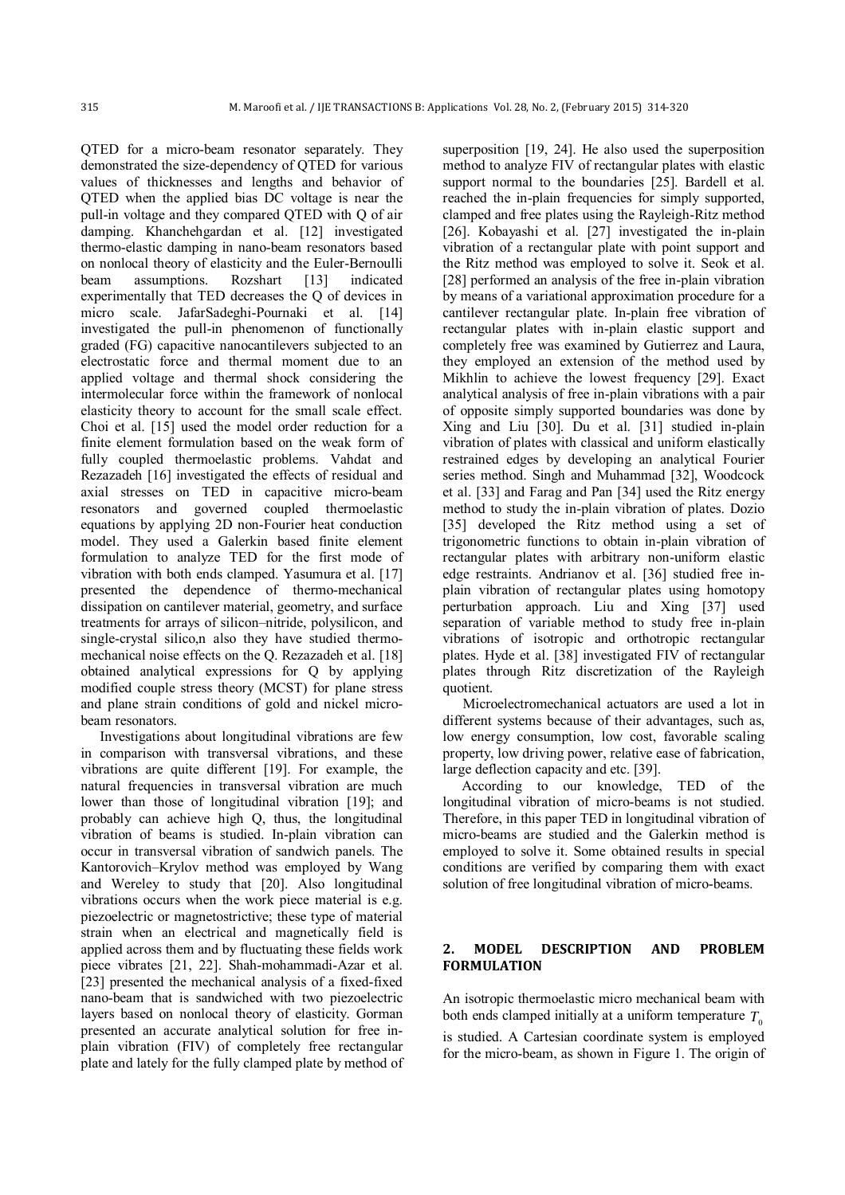QTED for a micro-beam resonator separately. They demonstrated the size-dependency of QTED for various values of thicknesses and lengths and behavior of QTED when the applied bias DC voltage is near the pull-in voltage and they compared QTED with Q of air damping. Khanchehgardan et al. [12] investigated thermo-elastic damping in nano-beam resonators based on nonlocal theory of elasticity and the Euler-Bernoulli beam assumptions. Rozshart [13] indicated experimentally that TED decreases the Q of devices in micro scale. JafarSadeghi-Pournaki et al. [14] investigated the pull-in phenomenon of functionally graded (FG) capacitive nanocantilevers subjected to an electrostatic force and thermal moment due to an applied voltage and thermal shock considering the intermolecular force within the framework of nonlocal elasticity theory to account for the small scale effect. Choi et al. [15] used the model order reduction for a finite element formulation based on the weak form of fully coupled thermoelastic problems. Vahdat and Rezazadeh [16] investigated the effects of residual and axial stresses on TED in capacitive micro-beam resonators and governed coupled thermoelastic equations by applying 2D non-Fourier heat conduction model. They used a Galerkin based finite element formulation to analyze TED for the first mode of vibration with both ends clamped. Yasumura et al. [17] presented the dependence of thermo-mechanical dissipation on cantilever material, geometry, and surface treatments for arrays of silicon–nitride, polysilicon, and single-crystal silico,n also they have studied thermo-mechanical noise effects on the Q. Rezazadeh et al. [18] obtained analytical expressions for Q by applying modified couple stress theory (MCST) for plane stress and plane strain conditions of gold and nickel micro-beam resonators.

Investigations about longitudinal vibrations are few in comparison with transversal vibrations, and these vibrations are quite different [19]. For example, the natural frequencies in transversal vibration are much lower than those of longitudinal vibration [19]; and probably can achieve high Q, thus, the longitudinal vibration of beams is studied. In-plain vibration can occur in transversal vibration of sandwich panels. The Kantorovich–Krylov method was employed by Wang and Wereley to study that [20]. Also longitudinal vibrations occurs when the work piece material is e.g. piezoelectric or magnetostrictive; these type of material strain when an electrical and magnetically field is applied across them and by fluctuating these fields work piece vibrates [21, 22]. Shah-mohammadi-Azar et al. [23] presented the mechanical analysis of a fixed-fixed nano-beam that is sandwiched with two piezoelectric layers based on nonlocal theory of elasticity. Gorman presented an accurate analytical solution for free in-plain vibration (FIV) of completely free rectangular plate and lately for the fully clamped plate by method of superposition [19, 24]. He also used the superposition method to analyze FIV of rectangular plates with elastic support normal to the boundaries [25]. Bardell et al. reached the in-plain frequencies for simply supported, clamped and free plates using the Rayleigh-Ritz method [26]. Kobayashi et al. [27] investigated the in-plain vibration of a rectangular plate with point support and the Ritz method was employed to solve it. Seok et al. [28] performed an analysis of the free in-plain vibration by means of a variational approximation procedure for a cantilever rectangular plate. In-plain free vibration of rectangular plates with in-plain elastic support and completely free was examined by Gutierrez and Laura, they employed an extension of the method used by Mikhlin to achieve the lowest frequency [29]. Exact analytical analysis of free in-plain vibrations with a pair of opposite simply supported boundaries was done by Xing and Liu [30]. Du et al. [31] studied in-plain vibration of plates with classical and uniform elastically restrained edges by developing an analytical Fourier series method. Singh and Muhammad [32], Woodcock et al. [33] and Farag and Pan [34] used the Ritz energy method to study the in-plain vibration of plates. Dozio [35] developed the Ritz method using a set of trigonometric functions to obtain in-plain vibration of rectangular plates with arbitrary non-uniform elastic edge restraints. Andrianov et al. [36] studied free in-plain vibration of rectangular plates using homotopy perturbation approach. Liu and Xing [37] used separation of variable method to study free in-plain vibrations of isotropic and orthotropic rectangular plates. Hyde et al. [38] investigated FIV of rectangular plates through Ritz discretization of the Rayleigh quotient.

Microelectromechanical actuators are used a lot in different systems because of their advantages, such as, low energy consumption, low cost, favorable scaling property, low driving power, relative ease of fabrication, large deflection capacity and etc. [39].

According to our knowledge, TED of the longitudinal vibration of micro-beams is not studied. Therefore, in this paper TED in longitudinal vibration of micro-beams are studied and the Galerkin method is employed to solve it. Some obtained results in special conditions are verified by comparing them with exact solution of free longitudinal vibration of micro-beams.

## 2. MODEL DESCRIPTION AND PROBLEM FORMULATION

An isotropic thermoelastic micro mechanical beam with both ends clamped initially at a uniform temperature $T_0$ is studied. A Cartesian coordinate system is employed for the micro-beam, as shown in Figure 1. The origin of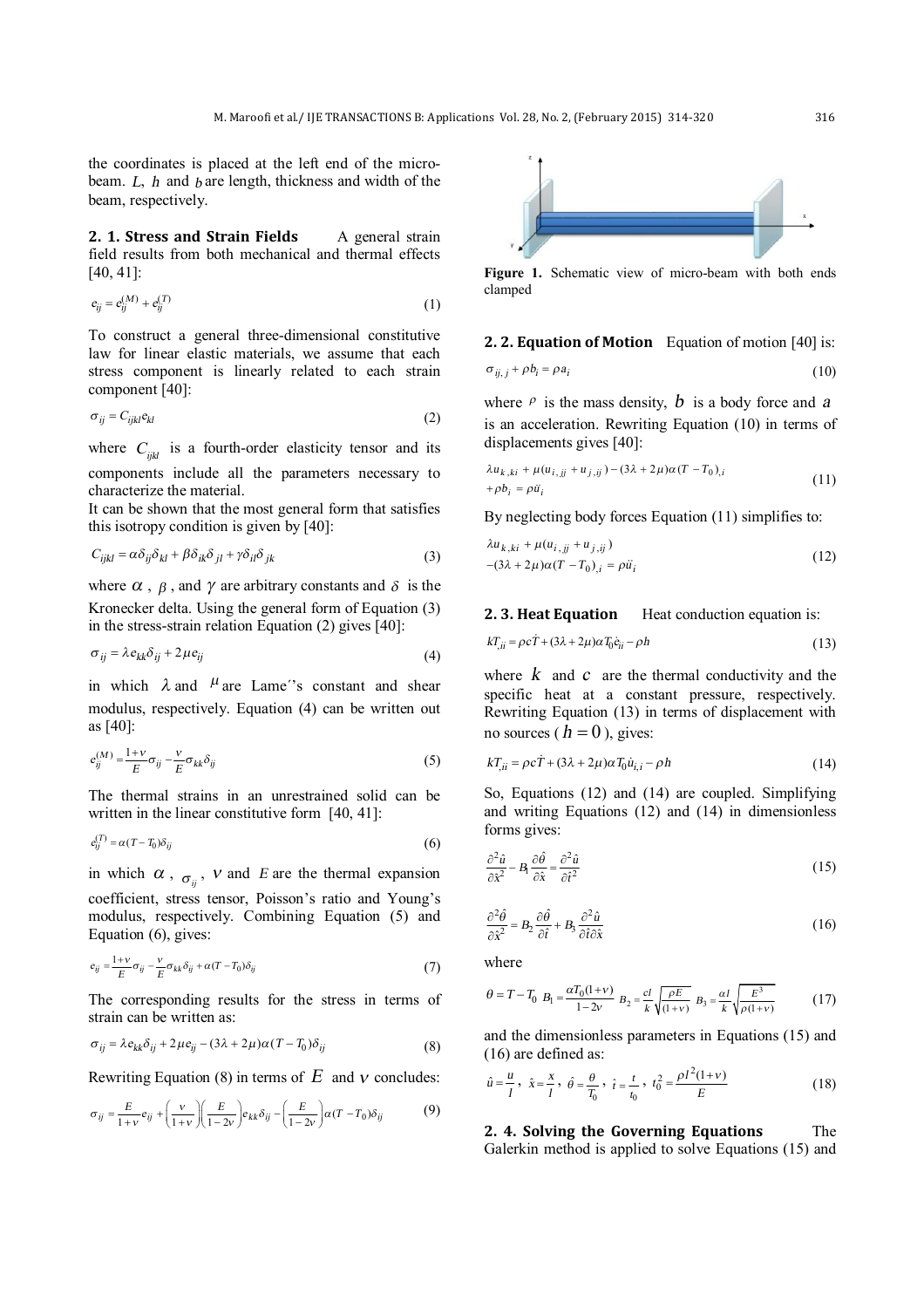the coordinates is placed at the left end of the micro-beam. $L$, $h$ and $b$ are length, thickness and width of the beam, respectively.

**2. 1. Stress and Strain Fields** A general strain field results from both mechanical and thermal effects [40, 41]:

$$e_{ij} = e_{ij}^{(M)} + e_{ij}^{(T)} \tag{1}$$

To construct a general three-dimensional constitutive law for linear elastic materials, we assume that each stress component is linearly related to each strain component [40]:

$$\sigma_{ij} = C_{ijkl} e_{kl} \tag{2}$$

where $C_{ijkl}$ is a fourth-order elasticity tensor and its components include all the parameters necessary to characterize the material.
It can be shown that the most general form that satisfies this isotropy condition is given by [40]:

$$C_{ijkl} = \alpha \delta_{ij}\delta_{kl} + \beta \delta_{ik}\delta_{jl} + \gamma \delta_{il}\delta_{jk} \tag{3}$$

where $\alpha$ , $\beta$ , and $\gamma$ are arbitrary constants and $\delta$ is the Kronecker delta. Using the general form of Equation (3) in the stress-strain relation Equation (2) gives [40]:

$$\sigma_{ij} = \lambda e_{kk}\delta_{ij} + 2\mu e_{ij} \tag{4}$$

in which $\lambda$ and $\mu$ are Lame''s constant and shear modulus, respectively. Equation (4) can be written out as [40]:

$$e_{ij}^{(M)} = \frac{1+\nu}{E}\sigma_{ij} - \frac{\nu}{E}\sigma_{kk}\delta_{ij} \tag{5}$$

The thermal strains in an unrestrained solid can be written in the linear constitutive form [40, 41]:

$$e_{ij}^{(T)} = \alpha(T - T_0)\delta_{ij} \tag{6}$$

in which $\alpha$ , $\sigma_{ij}$ , $\nu$ and $E$ are the thermal expansion coefficient, stress tensor, Poisson's ratio and Young's modulus, respectively. Combining Equation (5) and Equation (6), gives:

$$e_{ij} = \frac{1+\nu}{E}\sigma_{ij} - \frac{\nu}{E}\sigma_{kk}\delta_{ij} + \alpha(T - T_0)\delta_{ij} \tag{7}$$

The corresponding results for the stress in terms of strain can be written as:

$$\sigma_{ij} = \lambda e_{kk}\delta_{ij} + 2\mu e_{ij} - (3\lambda + 2\mu)\alpha(T - T_0)\delta_{ij} \tag{8}$$

Rewriting Equation (8) in terms of $E$ and $\nu$ concludes:

$$\sigma_{ij} = \frac{E}{1+\nu}e_{ij} + \left(\frac{\nu}{1+\nu}\right)\left(\frac{E}{1-2\nu}\right)e_{kk}\delta_{ij} - \left(\frac{E}{1-2\nu}\right)\alpha(T - T_0)\delta_{ij} \tag{9}$$

Figure 1. Schematic view of micro-beam with both ends clamped

**2. 2. Equation of Motion** Equation of motion [40] is:

$$\sigma_{ij,j} + \rho b_i = \rho a_i \tag{10}$$

where $\rho$ is the mass density, $b$ is a body force and $a$ is an acceleration. Rewriting Equation (10) in terms of displacements gives [40]:

$$\lambda u_{k,ki} + \mu(u_{i,jj} + u_{j,ij}) - (3\lambda + 2\mu)\alpha(T - T_0)_{,i} + \rho b_i = \rho \ddot{u}_i \tag{11}$$

By neglecting body forces Equation (11) simplifies to:

$$\lambda u_{k,ki} + \mu(u_{i,jj} + u_{j,ij}) - (3\lambda + 2\mu)\alpha(T - T_0)_{,i} = \rho \ddot{u}_i \tag{12}$$

**2. 3. Heat Equation** Heat conduction equation is:

$$kT_{,ii} = \rho c\dot{T} + (3\lambda + 2\mu)\alpha T_0 \dot{e}_{ii} - \rho h \tag{13}$$

where $k$ and $c$ are the thermal conductivity and the specific heat at a constant pressure, respectively. Rewriting Equation (13) in terms of displacement with no sources ( $h = 0$ ), gives:

$$kT_{,ii} = \rho c\dot{T} + (3\lambda + 2\mu)\alpha T_0 \dot{u}_{i,i} - \rho h \tag{14}$$

So, Equations (12) and (14) are coupled. Simplifying and writing Equations (12) and (14) in dimensionless forms gives:

$$\frac{\partial^2 \hat{u}}{\partial \hat{x}^2} - B_1 \frac{\partial \hat{\theta}}{\partial \hat{x}} = \frac{\partial^2 \hat{u}}{\partial \hat{t}^2} \tag{15}$$

$$\frac{\partial^2 \hat{\theta}}{\partial \hat{x}^2} = B_2 \frac{\partial \hat{\theta}}{\partial \hat{t}} + B_3 \frac{\partial^2 \hat{u}}{\partial \hat{t}\partial \hat{x}} \tag{16}$$

where

$$\theta = T - T_0 \quad B_1 = \frac{\alpha T_0(1+\nu)}{1-2\nu} \quad B_2 = \frac{cl}{k}\sqrt{\frac{\rho E}{(1+\nu)}} \quad B_3 = \frac{\alpha l}{k}\sqrt{\frac{E^3}{\rho(1+\nu)}} \tag{17}$$

and the dimensionless parameters in Equations (15) and (16) are defined as:

$$\hat{u} = \frac{u}{l}, \ \hat{x} = \frac{x}{l}, \ \hat{\theta} = \frac{\theta}{T_0}, \ \hat{t} = \frac{t}{t_0}, \ t_0^2 = \frac{\rho l^2(1+\nu)}{E} \tag{18}$$

**2. 4. Solving the Governing Equations** The Galerkin method is applied to solve Equations (15) and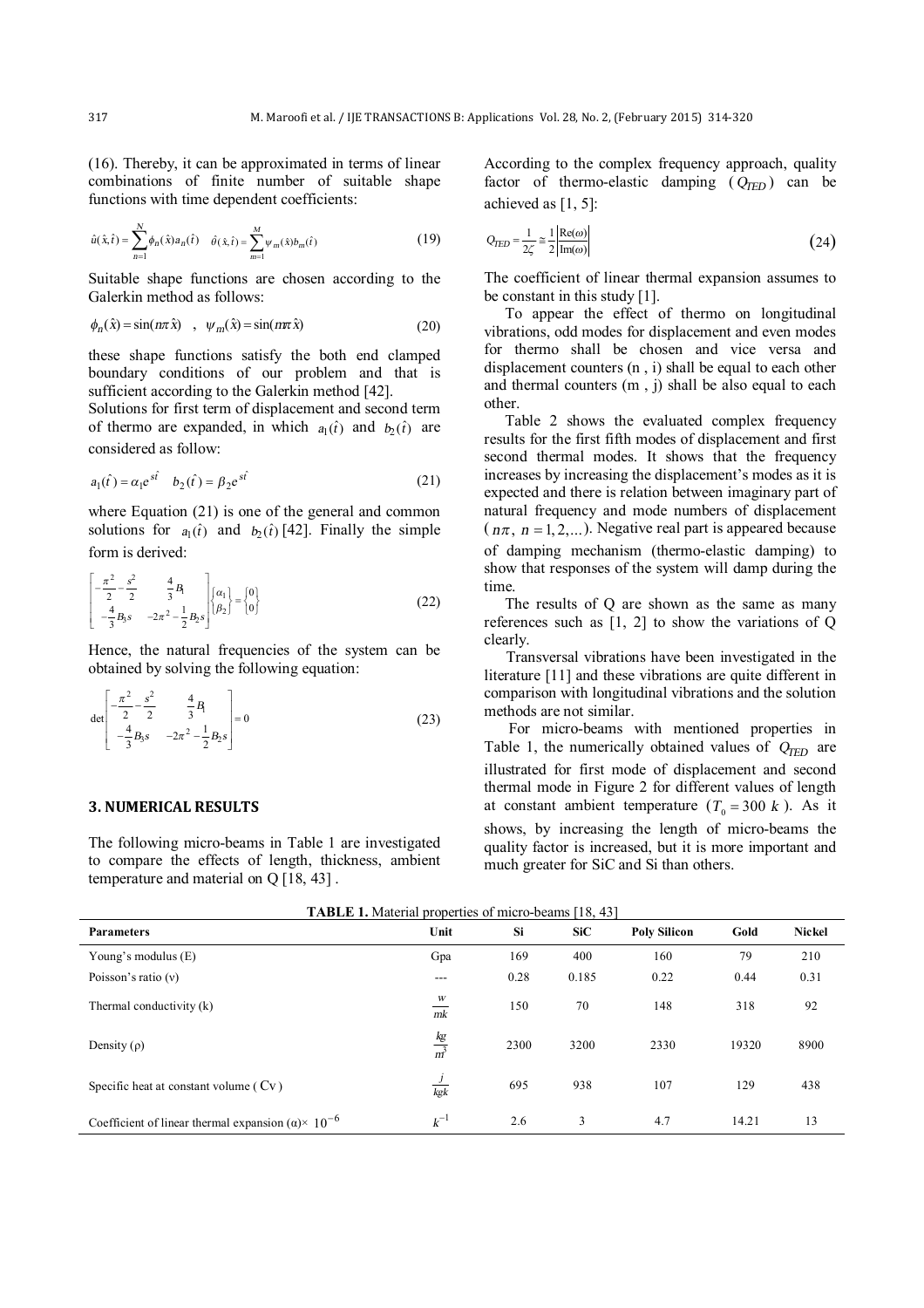(16). Thereby, it can be approximated in terms of linear combinations of finite number of suitable shape functions with time dependent coefficients:

$$\hat{u}(\hat{x},\hat{t}) = \sum_{n=1}^{N} \phi_n(\hat{x}) a_n(\hat{t}) \quad \hat{\theta}(\hat{x},\hat{t}) = \sum_{m=1}^{M} \psi_m(\hat{x}) b_m(\hat{t}) \tag{19}$$

Suitable shape functions are chosen according to the Galerkin method as follows:

$$\phi_n(\hat{x}) = \sin(n\pi\hat{x}) \quad , \quad \psi_m(\hat{x}) = \sin(m\pi\hat{x}) \tag{20}$$

these shape functions satisfy the both end clamped boundary conditions of our problem and that is sufficient according to the Galerkin method [42].

Solutions for first term of displacement and second term of thermo are expanded, in which $a_1(\hat{t})$ and $b_2(\hat{t})$ are considered as follow:

$$a_1(\hat{t}) = \alpha_1 e^{s\hat{t}} \quad b_2(\hat{t}) = \beta_2 e^{s\hat{t}} \tag{21}$$

where Equation (21) is one of the general and common solutions for $a_1(\hat{t})$ and $b_2(\hat{t})$ [42]. Finally the simple form is derived:

$$\begin{bmatrix} -\frac{\pi^2}{2} - \frac{s^2}{2} & \frac{4}{3}B_1 \\ -\frac{4}{3}B_3 s & -2\pi^2 - \frac{1}{2}B_2 s \end{bmatrix} \begin{Bmatrix} \alpha_1 \\ \beta_2 \end{Bmatrix} = \begin{Bmatrix} 0 \\ 0 \end{Bmatrix} \tag{22}$$

Hence, the natural frequencies of the system can be obtained by solving the following equation:

$$\det \begin{bmatrix} -\frac{\pi^2}{2} - \frac{s^2}{2} & \frac{4}{3}B_1 \\ -\frac{4}{3}B_3 s & -2\pi^2 - \frac{1}{2}B_2 s \end{bmatrix} = 0 \tag{23}$$

According to the complex frequency approach, quality factor of thermo-elastic damping ($Q_{TED}$) can be achieved as [1, 5]:

$$Q_{TED} = \frac{1}{2\zeta} \cong \frac{1}{2}\left|\frac{\mathrm{Re}(\omega)}{\mathrm{Im}(\omega)}\right| \tag{24}$$

The coefficient of linear thermal expansion assumes to be constant in this study [1].

To appear the effect of thermo on longitudinal vibrations, odd modes for displacement and even modes for thermo shall be chosen and vice versa and displacement counters (n , i) shall be equal to each other and thermal counters (m , j) shall be also equal to each other.

Table 2 shows the evaluated complex frequency results for the first fifth modes of displacement and first second thermal modes. It shows that the frequency increases by increasing the displacement's modes as it is expected and there is relation between imaginary part of natural frequency and mode numbers of displacement ($n\pi$, $n = 1, 2, ...$). Negative real part is appeared because of damping mechanism (thermo-elastic damping) to show that responses of the system will damp during the time.

The results of Q are shown as the same as many references such as [1, 2] to show the variations of Q clearly.

Transversal vibrations have been investigated in the literature [11] and these vibrations are quite different in comparison with longitudinal vibrations and the solution methods are not similar.

For micro-beams with mentioned properties in Table 1, the numerically obtained values of $Q_{TED}$ are illustrated for first mode of displacement and second thermal mode in Figure 2 for different values of length at constant ambient temperature ($T_0 = 300\ k$). As it shows, by increasing the length of micro-beams the quality factor is increased, but it is more important and much greater for SiC and Si than others.

## 3. NUMERICAL RESULTS

The following micro-beams in Table 1 are investigated to compare the effects of length, thickness, ambient temperature and material on Q [18, 43] .

**TABLE 1.** Material properties of micro-beams [18, 43]

| Parameters | Unit | Si | SiC | Poly Silicon | Gold | Nickel |
|---|---|---|---|---|---|---|
| Young's modulus (E) | Gpa | 169 | 400 | 160 | 79 | 210 |
| Poisson's ratio (ν) | --- | 0.28 | 0.185 | 0.22 | 0.44 | 0.31 |
| Thermal conductivity (k) | $\frac{w}{mk}$ | 150 | 70 | 148 | 318 | 92 |
| Density (ρ) | $\frac{kg}{m^3}$ | 2300 | 3200 | 2330 | 19320 | 8900 |
| Specific heat at constant volume ($C_V$) | $\frac{j}{kgk}$ | 695 | 938 | 107 | 129 | 438 |
| Coefficient of linear thermal expansion (α)× $10^{-6}$ | $k^{-1}$ | 2.6 | 3 | 4.7 | 14.21 | 13 |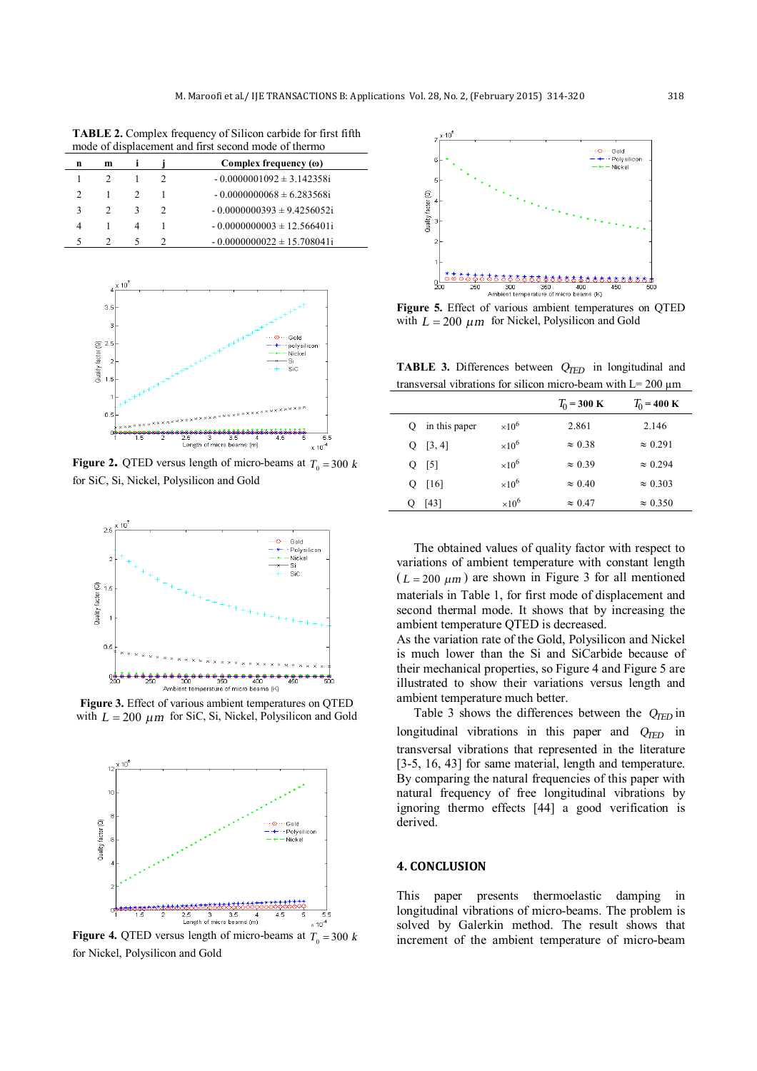**TABLE 2.** Complex frequency of Silicon carbide for first fifth mode of displacement and first second mode of thermo

| n | m | i | j | Complex frequency (ω) |
|---|---|---|---|---|
| 1 | 2 | 1 | 2 | - 0.0000001092 ± 3.142358i |
| 2 | 1 | 2 | 1 | - 0.0000000068 ± 6.283568i |
| 3 | 2 | 3 | 2 | - 0.0000000393 ± 9.4256052i |
| 4 | 1 | 4 | 1 | - 0.0000000003 ± 12.566401i |
| 5 | 2 | 5 | 2 | - 0.0000000022 ± 15.708041i |

**Figure 2.** QTED versus length of micro-beams at $T_0 = 300\ k$ for SiC, Si, Nickel, Polysilicon and Gold

**Figure 3.** Effect of various ambient temperatures on QTED with $L = 200\ \mu m$ for SiC, Si, Nickel, Polysilicon and Gold

**Figure 4.** QTED versus length of micro-beams at $T_0 = 300\ k$ for Nickel, Polysilicon and Gold

**Figure 5.** Effect of various ambient temperatures on QTED with $L = 200\ \mu m$ for Nickel, Polysilicon and Gold

**TABLE 3.** Differences between $Q_{TED}$ in longitudinal and transversal vibrations for silicon micro-beam with L= 200 μm

| | | $T_0$ = 300 K | $T_0$ = 400 K |
|---|---|---|---|
| Q in this paper | $\times 10^6$ | 2.861 | 2.146 |
| Q [3, 4] | $\times 10^6$ | ≈ 0.38 | ≈ 0.291 |
| Q [5] | $\times 10^6$ | ≈ 0.39 | ≈ 0.294 |
| Q [16] | $\times 10^6$ | ≈ 0.40 | ≈ 0.303 |
| Q [43] | $\times 10^6$ | ≈ 0.47 | ≈ 0.350 |

The obtained values of quality factor with respect to variations of ambient temperature with constant length ($L = 200\ \mu m$) are shown in Figure 3 for all mentioned materials in Table 1, for first mode of displacement and second thermal mode. It shows that by increasing the ambient temperature QTED is decreased.

As the variation rate of the Gold, Polysilicon and Nickel is much lower than the Si and SiCarbide because of their mechanical properties, so Figure 4 and Figure 5 are illustrated to show their variations versus length and ambient temperature much better.

Table 3 shows the differences between the $Q_{TED}$ in longitudinal vibrations in this paper and $Q_{TED}$ in transversal vibrations that represented in the literature [3-5, 16, 43] for same material, length and temperature. By comparing the natural frequencies of this paper with natural frequency of free longitudinal vibrations by ignoring thermo effects [44] a good verification is derived.

## 4. CONCLUSION

This paper presents thermoelastic damping in longitudinal vibrations of micro-beams. The problem is solved by Galerkin method. The result shows that increment of the ambient temperature of micro-beam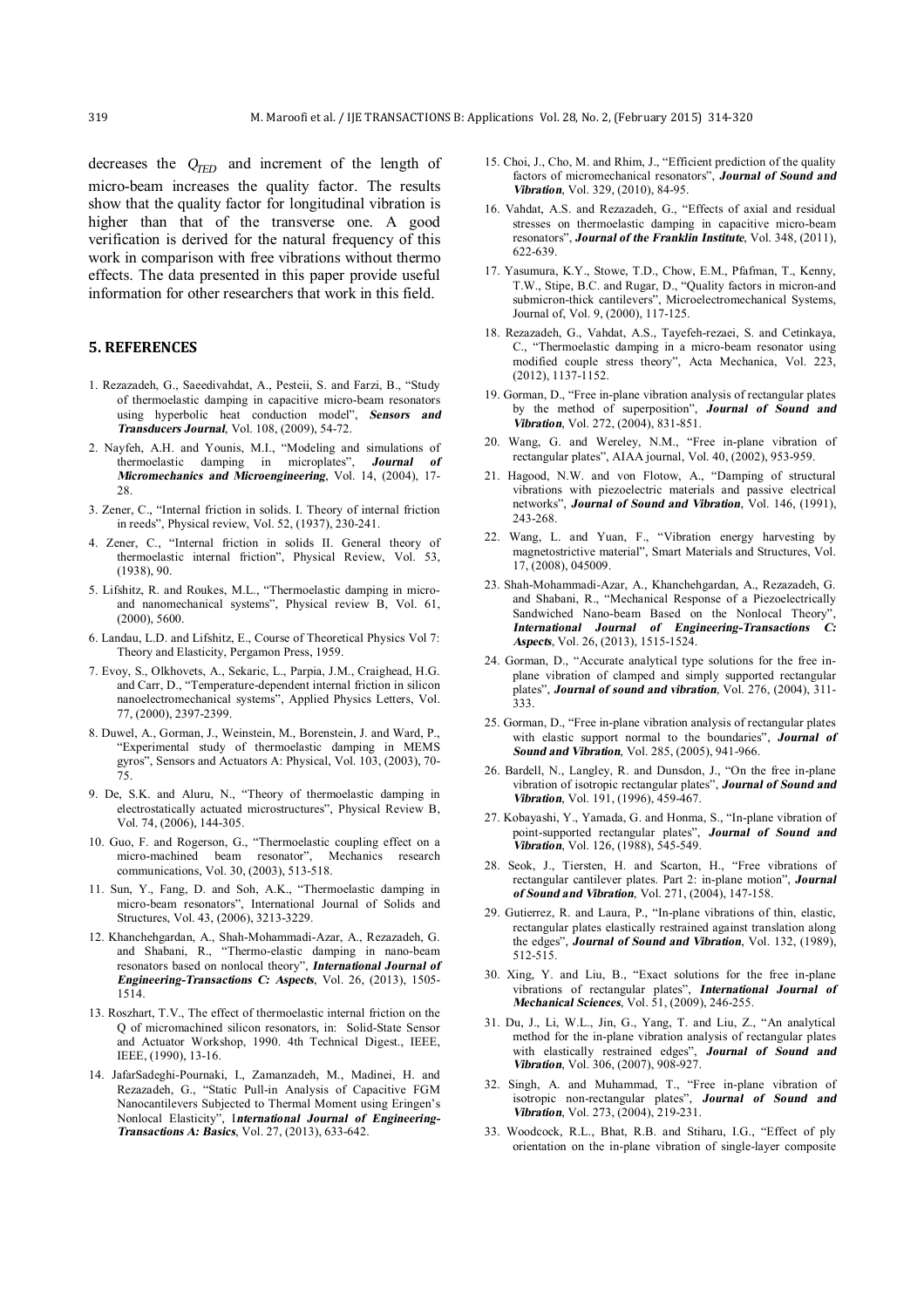decreases the $Q_{TED}$ and increment of the length of micro-beam increases the quality factor. The results show that the quality factor for longitudinal vibration is higher than that of the transverse one. A good verification is derived for the natural frequency of this work in comparison with free vibrations without thermo effects. The data presented in this paper provide useful information for other researchers that work in this field.

## 5. REFERENCES

1. Rezazadeh, G., Saeedivahdat, A., Pesteii, S. and Farzi, B., "Study of thermoelastic damping in capacitive micro-beam resonators using hyperbolic heat conduction model", ***Sensors and Transducers Journal***, Vol. 108, (2009), 54-72.
2. Nayfeh, A.H. and Younis, M.I., "Modeling and simulations of thermoelastic damping in microplates", ***Journal of Micromechanics and Microengineering***, Vol. 14, (2004), 17-28.
3. Zener, C., "Internal friction in solids. I. Theory of internal friction in reeds", Physical review, Vol. 52, (1937), 230-241.
4. Zener, C., "Internal friction in solids II. General theory of thermoelastic internal friction", Physical Review, Vol. 53, (1938), 90.
5. Lifshitz, R. and Roukes, M.L., "Thermoelastic damping in micro- and nanomechanical systems", Physical review B, Vol. 61, (2000), 5600.
6. Landau, L.D. and Lifshitz, E., Course of Theoretical Physics Vol 7: Theory and Elasticity, Pergamon Press, 1959.
7. Evoy, S., Olkhovets, A., Sekaric, L., Parpia, J.M., Craighead, H.G. and Carr, D., "Temperature-dependent internal friction in silicon nanoelectromechanical systems", Applied Physics Letters, Vol. 77, (2000), 2397-2399.
8. Duwel, A., Gorman, J., Weinstein, M., Borenstein, J. and Ward, P., "Experimental study of thermoelastic damping in MEMS gyros", Sensors and Actuators A: Physical, Vol. 103, (2003), 70-75.
9. De, S.K. and Aluru, N., "Theory of thermoelastic damping in electrostatically actuated microstructures", Physical Review B, Vol. 74, (2006), 144-305.
10. Guo, F. and Rogerson, G., "Thermoelastic coupling effect on a micro-machined beam resonator", Mechanics research communications, Vol. 30, (2003), 513-518.
11. Sun, Y., Fang, D. and Soh, A.K., "Thermoelastic damping in micro-beam resonators", International Journal of Solids and Structures, Vol. 43, (2006), 3213-3229.
12. Khanchehgardan, A., Shah-Mohammadi-Azar, A., Rezazadeh, G. and Shabani, R., "Thermo-elastic damping in nano-beam resonators based on nonlocal theory", ***International Journal of Engineering-Transactions C: Aspects***, Vol. 26, (2013), 1505-1514.
13. Roszhart, T.V., The effect of thermoelastic internal friction on the Q of micromachined silicon resonators, in: Solid-State Sensor and Actuator Workshop, 1990. 4th Technical Digest., IEEE, IEEE, (1990), 13-16.
14. JafarSadeghi-Pournaki, I., Zamanzadeh, M., Madinei, H. and Rezazadeh, G., "Static Pull-in Analysis of Capacitive FGM Nanocantilevers Subjected to Thermal Moment using Eringen's Nonlocal Elasticity", 1***nternational Journal of Engineering-Transactions A: Basics***, Vol. 27, (2013), 633-642.
15. Choi, J., Cho, M. and Rhim, J., "Efficient prediction of the quality factors of micromechanical resonators", ***Journal of Sound and Vibration***, Vol. 329, (2010), 84-95.
16. Vahdat, A.S. and Rezazadeh, G., "Effects of axial and residual stresses on thermoelastic damping in capacitive micro-beam resonators", ***Journal of the Franklin Institute***, Vol. 348, (2011), 622-639.
17. Yasumura, K.Y., Stowe, T.D., Chow, E.M., Pfafman, T., Kenny, T.W., Stipe, B.C. and Rugar, D., "Quality factors in micron-and submicron-thick cantilevers", Microelectromechanical Systems, Journal of, Vol. 9, (2000), 117-125.
18. Rezazadeh, G., Vahdat, A.S., Tayefeh-rezaei, S. and Cetinkaya, C., "Thermoelastic damping in a micro-beam resonator using modified couple stress theory", Acta Mechanica, Vol. 223, (2012), 1137-1152.
19. Gorman, D., "Free in-plane vibration analysis of rectangular plates by the method of superposition", ***Journal of Sound and Vibration***, Vol. 272, (2004), 831-851.
20. Wang, G. and Wereley, N.M., "Free in-plane vibration of rectangular plates", AIAA journal, Vol. 40, (2002), 953-959.
21. Hagood, N.W. and von Flotow, A., "Damping of structural vibrations with piezoelectric materials and passive electrical networks", ***Journal of Sound and Vibration***, Vol. 146, (1991), 243-268.
22. Wang, L. and Yuan, F., "Vibration energy harvesting by magnetostrictive material", Smart Materials and Structures, Vol. 17, (2008), 045009.
23. Shah-Mohammadi-Azar, A., Khanchehgardan, A., Rezazadeh, G. and Shabani, R., "Mechanical Response of a Piezoelectrically Sandwiched Nano-beam Based on the Nonlocal Theory", ***International Journal of Engineering-Transactions C: Aspects***, Vol. 26, (2013), 1515-1524.
24. Gorman, D., "Accurate analytical type solutions for the free in-plane vibration of clamped and simply supported rectangular plates", ***Journal of sound and vibration***, Vol. 276, (2004), 311-333.
25. Gorman, D., "Free in-plane vibration analysis of rectangular plates with elastic support normal to the boundaries", ***Journal of Sound and Vibration***, Vol. 285, (2005), 941-966.
26. Bardell, N., Langley, R. and Dunsdon, J., "On the free in-plane vibration of isotropic rectangular plates", ***Journal of Sound and Vibration***, Vol. 191, (1996), 459-467.
27. Kobayashi, Y., Yamada, G. and Honma, S., "In-plane vibration of point-supported rectangular plates", ***Journal of Sound and Vibration***, Vol. 126, (1988), 545-549.
28. Seok, J., Tiersten, H. and Scarton, H., "Free vibrations of rectangular cantilever plates. Part 2: in-plane motion", ***Journal of Sound and Vibration***, Vol. 271, (2004), 147-158.
29. Gutierrez, R. and Laura, P., "In-plane vibrations of thin, elastic, rectangular plates elastically restrained against translation along the edges", ***Journal of Sound and Vibration***, Vol. 132, (1989), 512-515.
30. Xing, Y. and Liu, B., "Exact solutions for the free in-plane vibrations of rectangular plates", ***International Journal of Mechanical Sciences***, Vol. 51, (2009), 246-255.
31. Du, J., Li, W.L., Jin, G., Yang, T. and Liu, Z., "An analytical method for the in-plane vibration analysis of rectangular plates with elastically restrained edges", ***Journal of Sound and Vibration***, Vol. 306, (2007), 908-927.
32. Singh, A. and Muhammad, T., "Free in-plane vibration of isotropic non-rectangular plates", ***Journal of Sound and Vibration***, Vol. 273, (2004), 219-231.
33. Woodcock, R.L., Bhat, R.B. and Stiharu, I.G., "Effect of ply orientation on the in-plane vibration of single-layer composite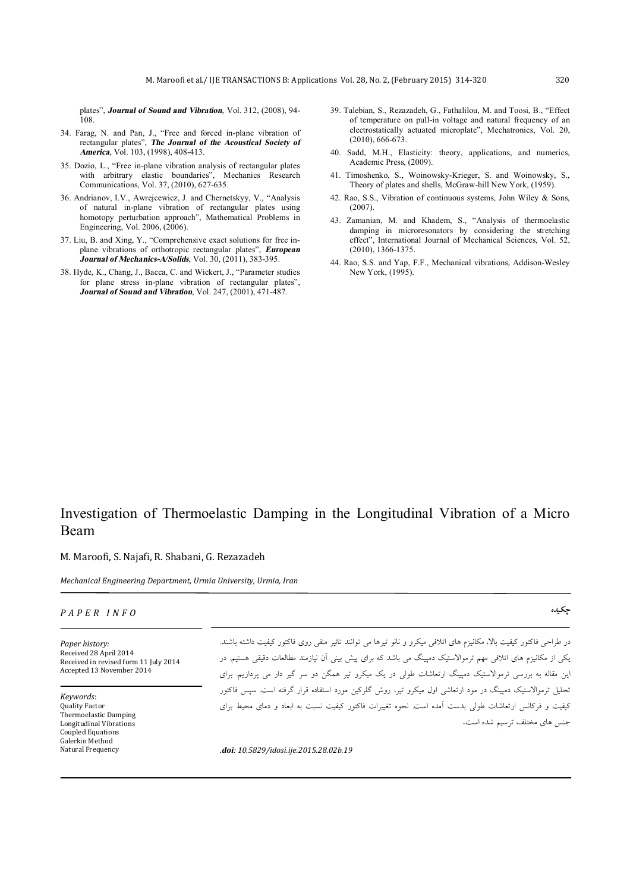plates", ***Journal of Sound and Vibration***, Vol. 312, (2008), 94-108.

34. Farag, N. and Pan, J., "Free and forced in-plane vibration of rectangular plates", ***The Journal of the Acoustical Society of America***, Vol. 103, (1998), 408-413.
35. Dozio, L., "Free in-plane vibration analysis of rectangular plates with arbitrary elastic boundaries", Mechanics Research Communications, Vol. 37, (2010), 627-635.
36. Andrianov, I.V., Awrejcewicz, J. and Chernetskyy, V., "Analysis of natural in-plane vibration of rectangular plates using homotopy perturbation approach", Mathematical Problems in Engineering, Vol. 2006, (2006).
37. Liu, B. and Xing, Y., "Comprehensive exact solutions for free in-plane vibrations of orthotropic rectangular plates", ***European Journal of Mechanics-A/Solids***, Vol. 30, (2011), 383-395.
38. Hyde, K., Chang, J., Bacca, C. and Wickert, J., "Parameter studies for plane stress in-plane vibration of rectangular plates", ***Journal of Sound and Vibration***, Vol. 247, (2001), 471-487.
39. Talebian, S., Rezazadeh, G., Fathalilou, M. and Toosi, B., "Effect of temperature on pull-in voltage and natural frequency of an electrostatically actuated microplate", Mechatronics, Vol. 20, (2010), 666-673.
40. Sadd, M.H., Elasticity: theory, applications, and numerics, Academic Press, (2009).
41. Timoshenko, S., Woinowsky-Krieger, S. and Woinowsky, S., Theory of plates and shells, McGraw-hill New York, (1959).
42. Rao, S.S., Vibration of continuous systems, John Wiley & Sons, (2007).
43. Zamanian, M. and Khadem, S., "Analysis of thermoelastic damping in microresonators by considering the stretching effect", International Journal of Mechanical Sciences, Vol. 52, (2010), 1366-1375.
44. Rao, S.S. and Yap, F.F., Mechanical vibrations, Addison-Wesley New York, (1995).

# Investigation of Thermoelastic Damping in the Longitudinal Vibration of a Micro Beam

M. Maroofi, S. Najafi, R. Shabani, G. Rezazadeh

*Mechanical Engineering Department, Urmia University, Urmia, Iran*

*PAPER INFO*

*Paper history:*
Received 28 April 2014
Received in revised form 11 July 2014
Accepted 13 November 2014

*Keywords*:
Quality Factor
Thermoelastic Damping
Longitudinal Vibrations
Coupled Equations
Galerkin Method
Natural Frequency

**چکیده**

در طراحی فاکتور کیفیت بالا، مکانیزم های اتلافی میکرو و نانو تیرها می توانند تاثیر منفی روی فاکتور کیفیت داشته باشند. یکی از مکانیزم های اتلافی مهم ترموالاستیک دمپینگ می باشد که برای پیش بینی آن نیازمند مطالعات دقیقی هستیم. در این مقاله به بررسی ترموالاستیک دمپینگ ارتعاشات طولی در یک میکرو تیر همگن دو سر گیر دار می پردازیم. برای تحلیل ترموالاستیک دمپینگ در مود ارتعاشی اول میکرو تیر، روش گلرکین مورد استفاده قرار گرفته است. سپس فاکتور کیفیت و فرکانس ارتعاشات طولی بدست آمده است. نحوه تغییرات فاکتور کیفیت نسبت به ابعاد و دمای محیط برای جنس های مختلف ترسیم شده است.

*doi: 10.5829/idosi.ije.2015.28.02b.19*